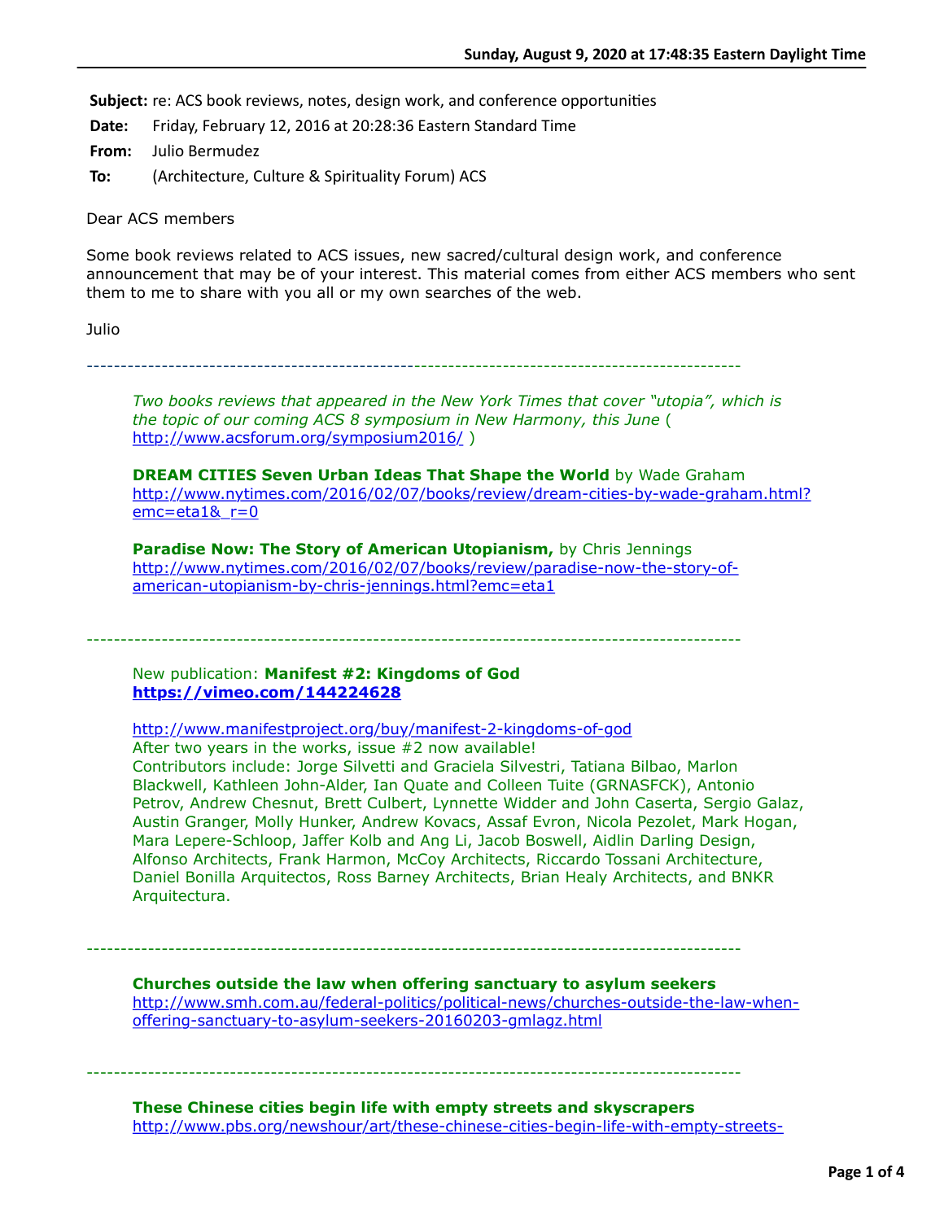**Subject:** re: ACS book reviews, notes, design work, and conference opportunities

**Date:** Friday, February 12, 2016 at 20:28:36 Eastern Standard Time

**From:** Julio Bermudez

**To:** (Architecture, Culture & Spirituality Forum) ACS

Dear ACS members

Some book reviews related to ACS issues, new sacred/cultural design work, and conference announcement that may be of your interest. This material comes from either ACS members who sent them to me to share with you all or my own searches of the web.

Julio

---

*Two books reviews that appeared in the New York Times that cover "utopia", which is the topic of our coming ACS 8 symposium in New Harmony, this June* ( http://www.acsforum.org/symposium2016/ )

**DREAM CITIES Seven Urban Ideas That Shape the World** by Wade Graham
http://www.nytimes.com/2016/02/07/books/review/dream-cities-by-wade-graham.html?emc=eta1&_r=0

**Paradise Now: The Story of American Utopianism,** by Chris Jennings
http://www.nytimes.com/2016/02/07/books/review/paradise-now-the-story-of-american-utopianism-by-chris-jennings.html?emc=eta1

---

New publication: **Manifest #2: Kingdoms of God**
**https://vimeo.com/144224628**

http://www.manifestproject.org/buy/manifest-2-kingdoms-of-god
After two years in the works, issue #2 now available!
Contributors include: Jorge Silvetti and Graciela Silvestri, Tatiana Bilbao, Marlon Blackwell, Kathleen John-Alder, Ian Quate and Colleen Tuite (GRNASFCK), Antonio Petrov, Andrew Chesnut, Brett Culbert, Lynnette Widder and John Caserta, Sergio Galaz, Austin Granger, Molly Hunker, Andrew Kovacs, Assaf Evron, Nicola Pezolet, Mark Hogan, Mara Lepere-Schloop, Jaffer Kolb and Ang Li, Jacob Boswell, Aidlin Darling Design, Alfonso Architects, Frank Harmon, McCoy Architects, Riccardo Tossani Architecture, Daniel Bonilla Arquitectos, Ross Barney Architects, Brian Healy Architects, and BNKR Arquitectura.

---

**Churches outside the law when offering sanctuary to asylum seekers**
http://www.smh.com.au/federal-politics/political-news/churches-outside-the-law-when-offering-sanctuary-to-asylum-seekers-20160203-gmlagz.html

---

**These Chinese cities begin life with empty streets and skyscrapers**
http://www.pbs.org/newshour/art/these-chinese-cities-begin-life-with-empty-streets-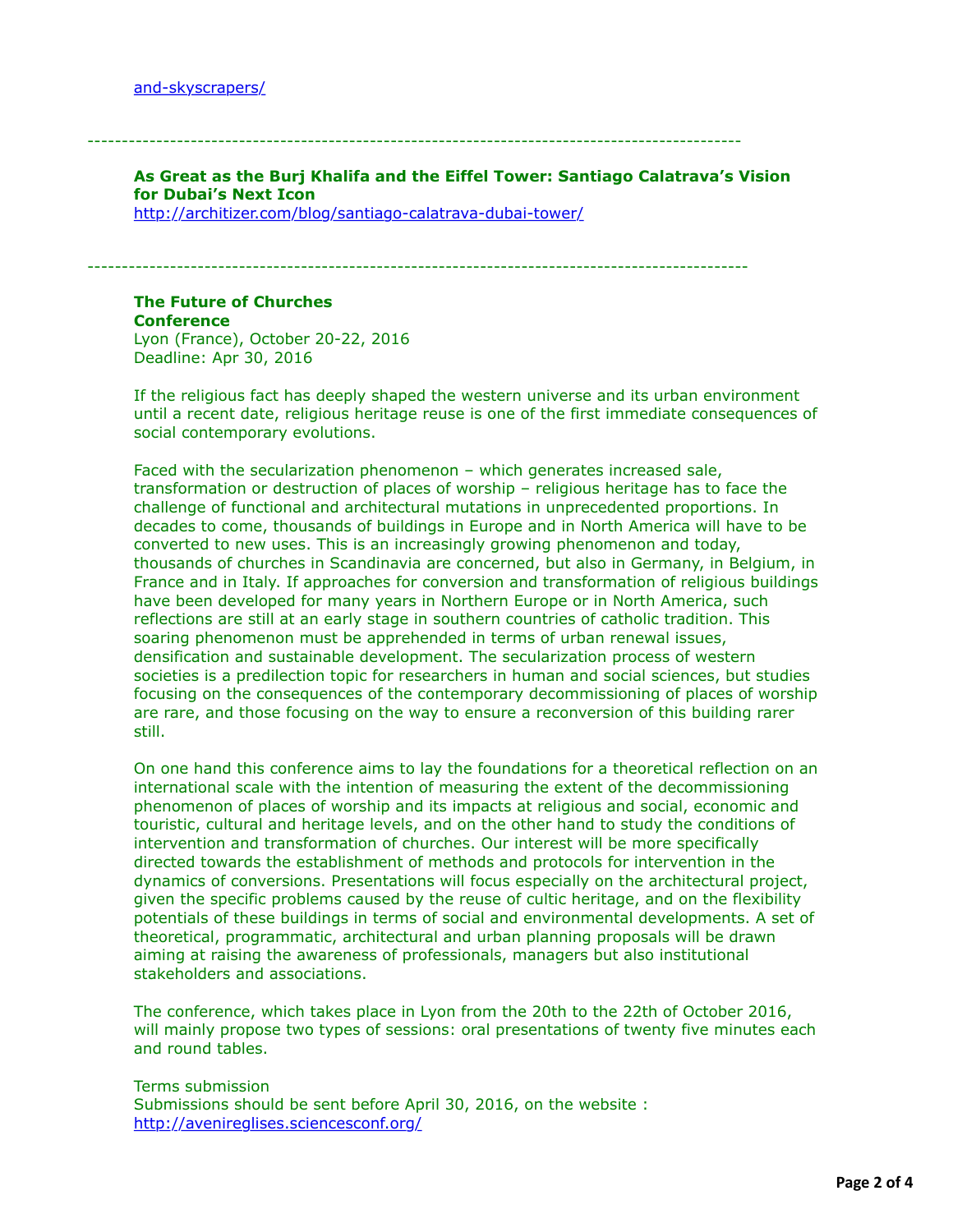[and-skyscrapers/](and-skyscrapers/)

---

**As Great as the Burj Khalifa and the Eiffel Tower: Santiago Calatrava's Vision for Dubai's Next Icon**
[http://architizer.com/blog/santiago-calatrava-dubai-tower/](http://architizer.com/blog/santiago-calatrava-dubai-tower/)

---

**The Future of Churches**
**Conference**
Lyon (France), October 20-22, 2016
Deadline: Apr 30, 2016

If the religious fact has deeply shaped the western universe and its urban environment until a recent date, religious heritage reuse is one of the first immediate consequences of social contemporary evolutions.

Faced with the secularization phenomenon – which generates increased sale, transformation or destruction of places of worship – religious heritage has to face the challenge of functional and architectural mutations in unprecedented proportions. In decades to come, thousands of buildings in Europe and in North America will have to be converted to new uses. This is an increasingly growing phenomenon and today, thousands of churches in Scandinavia are concerned, but also in Germany, in Belgium, in France and in Italy. If approaches for conversion and transformation of religious buildings have been developed for many years in Northern Europe or in North America, such reflections are still at an early stage in southern countries of catholic tradition. This soaring phenomenon must be apprehended in terms of urban renewal issues, densification and sustainable development. The secularization process of western societies is a predilection topic for researchers in human and social sciences, but studies focusing on the consequences of the contemporary decommissioning of places of worship are rare, and those focusing on the way to ensure a reconversion of this building rarer still.

On one hand this conference aims to lay the foundations for a theoretical reflection on an international scale with the intention of measuring the extent of the decommissioning phenomenon of places of worship and its impacts at religious and social, economic and touristic, cultural and heritage levels, and on the other hand to study the conditions of intervention and transformation of churches. Our interest will be more specifically directed towards the establishment of methods and protocols for intervention in the dynamics of conversions. Presentations will focus especially on the architectural project, given the specific problems caused by the reuse of cultic heritage, and on the flexibility potentials of these buildings in terms of social and environmental developments. A set of theoretical, programmatic, architectural and urban planning proposals will be drawn aiming at raising the awareness of professionals, managers but also institutional stakeholders and associations.

The conference, which takes place in Lyon from the 20th to the 22th of October 2016, will mainly propose two types of sessions: oral presentations of twenty five minutes each and round tables.

Terms submission
Submissions should be sent before April 30, 2016, on the website :
[http://avenireglises.sciencesconf.org/](http://avenireglises.sciencesconf.org/)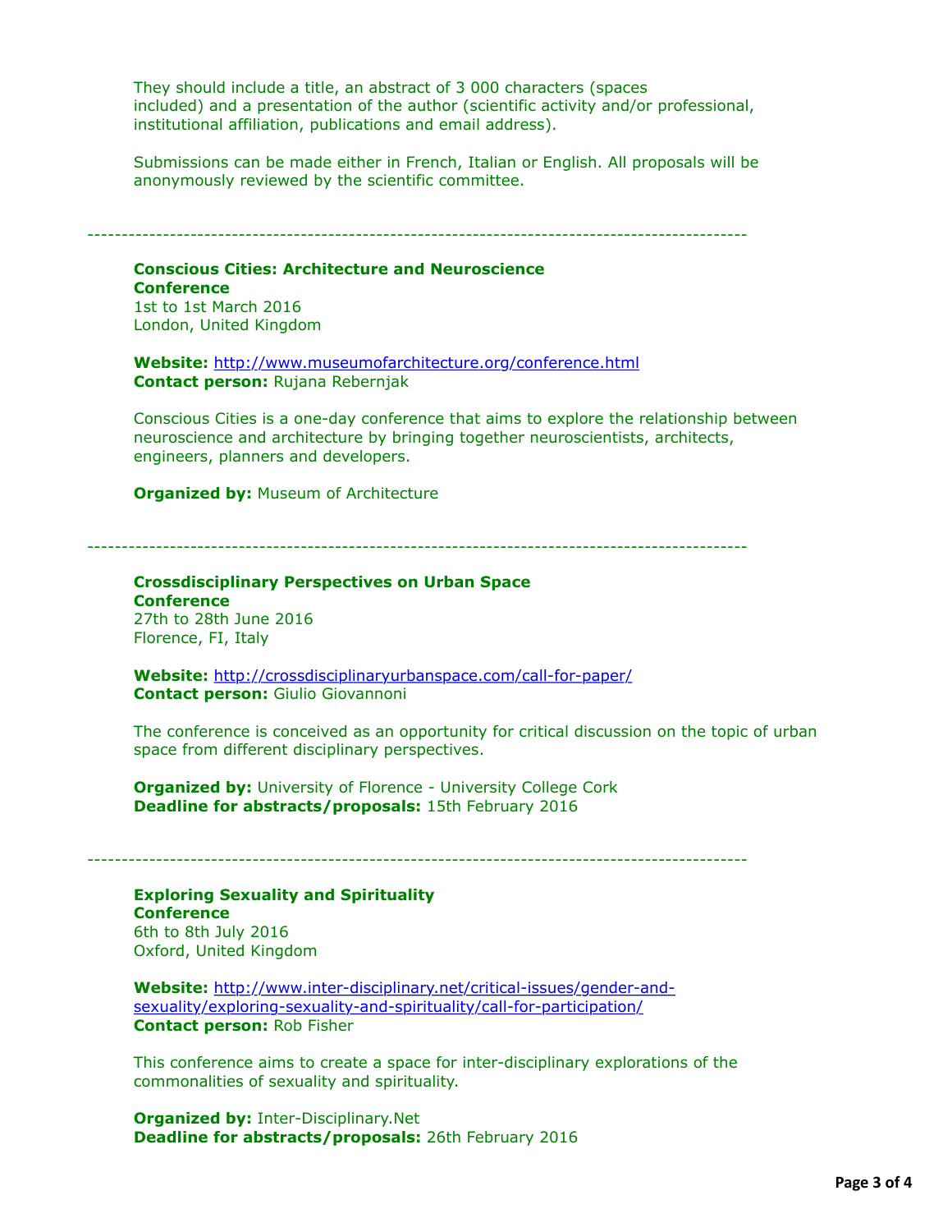They should include a title, an abstract of 3 000 characters (spaces included) and a presentation of the author (scientific activity and/or professional, institutional affiliation, publications and email address).

Submissions can be made either in French, Italian or English. All proposals will be anonymously reviewed by the scientific committee.

---

**Conscious Cities: Architecture and Neuroscience**
**Conference**
1st to 1st March 2016
London, United Kingdom

**Website:** http://www.museumofarchitecture.org/conference.html
**Contact person:** Rujana Rebernjak

Conscious Cities is a one-day conference that aims to explore the relationship between neuroscience and architecture by bringing together neuroscientists, architects, engineers, planners and developers.

**Organized by:** Museum of Architecture

---

**Crossdisciplinary Perspectives on Urban Space**
**Conference**
27th to 28th June 2016
Florence, FI, Italy

**Website:** http://crossdisciplinaryurbanspace.com/call-for-paper/
**Contact person:** Giulio Giovannoni

The conference is conceived as an opportunity for critical discussion on the topic of urban space from different disciplinary perspectives.

**Organized by:** University of Florence - University College Cork
**Deadline for abstracts/proposals:** 15th February 2016

---

**Exploring Sexuality and Spirituality**
**Conference**
6th to 8th July 2016
Oxford, United Kingdom

**Website:** http://www.inter-disciplinary.net/critical-issues/gender-and-sexuality/exploring-sexuality-and-spirituality/call-for-participation/
**Contact person:** Rob Fisher

This conference aims to create a space for inter-disciplinary explorations of the commonalities of sexuality and spirituality.

**Organized by:** Inter-Disciplinary.Net
**Deadline for abstracts/proposals:** 26th February 2016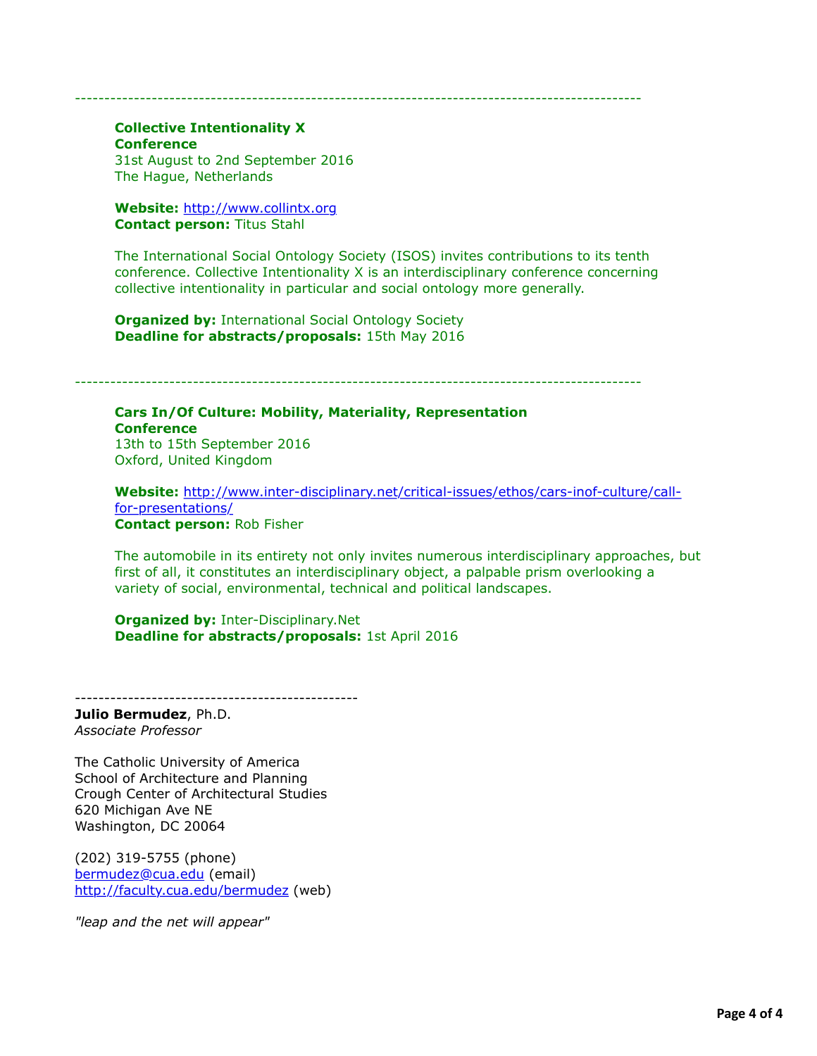---

**Collective Intentionality X**
**Conference**
31st August to 2nd September 2016
The Hague, Netherlands

**Website:** http://www.collintx.org
**Contact person:** Titus Stahl

The International Social Ontology Society (ISOS) invites contributions to its tenth conference. Collective Intentionality X is an interdisciplinary conference concerning collective intentionality in particular and social ontology more generally.

**Organized by:** International Social Ontology Society
**Deadline for abstracts/proposals:** 15th May 2016

---

**Cars In/Of Culture: Mobility, Materiality, Representation**
**Conference**
13th to 15th September 2016
Oxford, United Kingdom

**Website:** http://www.inter-disciplinary.net/critical-issues/ethos/cars-inof-culture/call-for-presentations/
**Contact person:** Rob Fisher

The automobile in its entirety not only invites numerous interdisciplinary approaches, but first of all, it constitutes an interdisciplinary object, a palpable prism overlooking a variety of social, environmental, technical and political landscapes.

**Organized by:** Inter-Disciplinary.Net
**Deadline for abstracts/proposals:** 1st April 2016

---

**Julio Bermudez**, Ph.D.
*Associate Professor*

The Catholic University of America
School of Architecture and Planning
Crough Center of Architectural Studies
620 Michigan Ave NE
Washington, DC 20064

(202) 319-5755 (phone)
bermudez@cua.edu (email)
http://faculty.cua.edu/bermudez (web)

*"leap and the net will appear"*